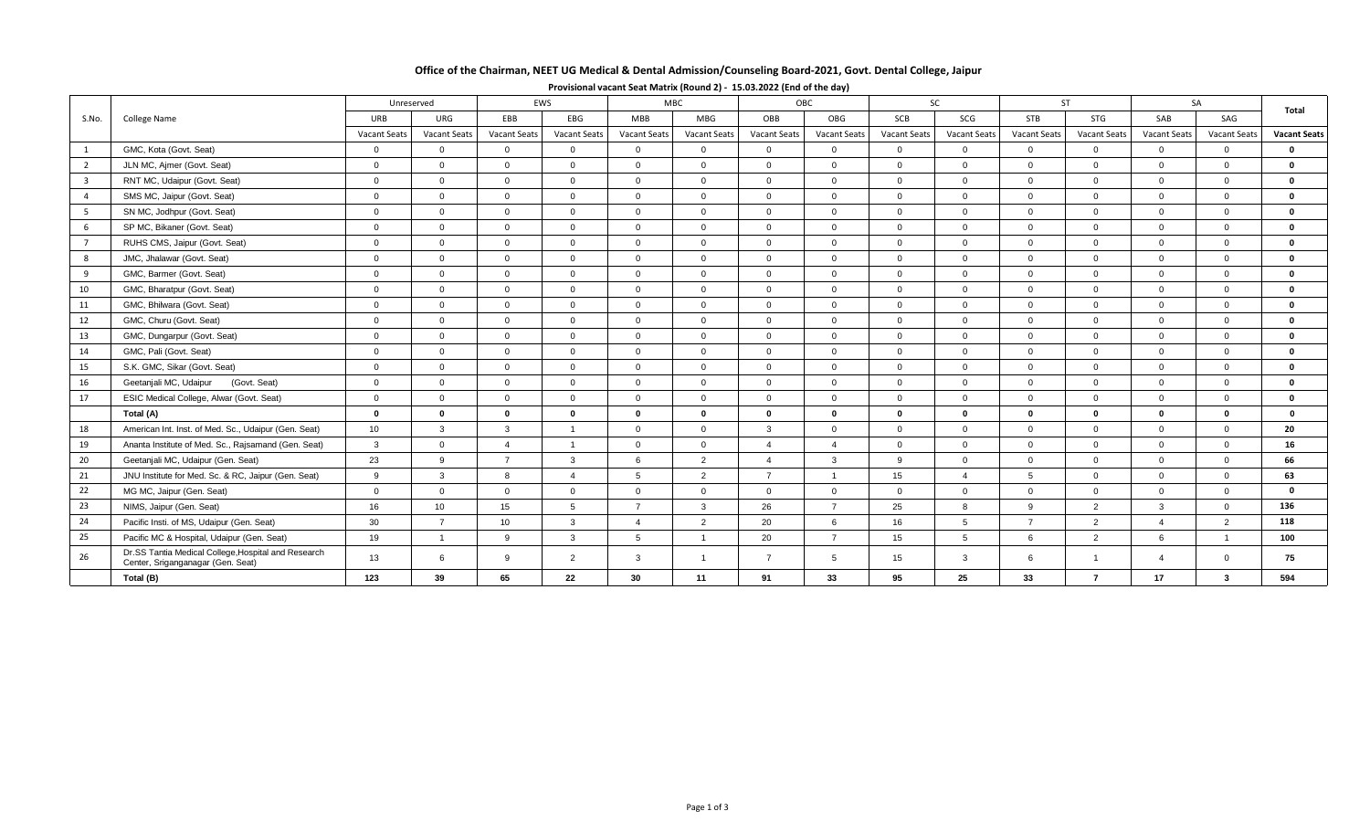## Office of the Chairman, NEET UG Medical & Dental Admission/Counseling Board-2021, Govt. Dental College, Jaipur

**Provisional vacant Seat Matrix (Round 2) - 15.03.2022 (End of the day)**

| S.No. | College Name | Unreserved | | EWS | | MBC | | OBC | | SC | | ST | | SA | | Total |
|---|---|---|---|---|---|---|---|---|---|---|---|---|---|---|---|---|
| | | URB | URG | EBB | EBG | MBB | MBG | OBB | OBG | SCB | SCG | STB | STG | SAB | SAG | |
| | | Vacant Seats | Vacant Seats | Vacant Seats | Vacant Seats | Vacant Seats | Vacant Seats | Vacant Seats | Vacant Seats | Vacant Seats | Vacant Seats | Vacant Seats | Vacant Seats | Vacant Seats | Vacant Seats | **Vacant Seats** |
| 1 | GMC, Kota (Govt. Seat) | 0 | 0 | 0 | 0 | 0 | 0 | 0 | 0 | 0 | 0 | 0 | 0 | 0 | 0 | **0** |
| 2 | JLN MC, Ajmer (Govt. Seat) | 0 | 0 | 0 | 0 | 0 | 0 | 0 | 0 | 0 | 0 | 0 | 0 | 0 | 0 | **0** |
| 3 | RNT MC, Udaipur (Govt. Seat) | 0 | 0 | 0 | 0 | 0 | 0 | 0 | 0 | 0 | 0 | 0 | 0 | 0 | 0 | **0** |
| 4 | SMS MC, Jaipur (Govt. Seat) | 0 | 0 | 0 | 0 | 0 | 0 | 0 | 0 | 0 | 0 | 0 | 0 | 0 | 0 | **0** |
| 5 | SN MC, Jodhpur (Govt. Seat) | 0 | 0 | 0 | 0 | 0 | 0 | 0 | 0 | 0 | 0 | 0 | 0 | 0 | 0 | **0** |
| 6 | SP MC, Bikaner (Govt. Seat) | 0 | 0 | 0 | 0 | 0 | 0 | 0 | 0 | 0 | 0 | 0 | 0 | 0 | 0 | **0** |
| 7 | RUHS CMS, Jaipur (Govt. Seat) | 0 | 0 | 0 | 0 | 0 | 0 | 0 | 0 | 0 | 0 | 0 | 0 | 0 | 0 | **0** |
| 8 | JMC, Jhalawar (Govt. Seat) | 0 | 0 | 0 | 0 | 0 | 0 | 0 | 0 | 0 | 0 | 0 | 0 | 0 | 0 | **0** |
| 9 | GMC, Barmer (Govt. Seat) | 0 | 0 | 0 | 0 | 0 | 0 | 0 | 0 | 0 | 0 | 0 | 0 | 0 | 0 | **0** |
| 10 | GMC, Bharatpur (Govt. Seat) | 0 | 0 | 0 | 0 | 0 | 0 | 0 | 0 | 0 | 0 | 0 | 0 | 0 | 0 | **0** |
| 11 | GMC, Bhilwara (Govt. Seat) | 0 | 0 | 0 | 0 | 0 | 0 | 0 | 0 | 0 | 0 | 0 | 0 | 0 | 0 | **0** |
| 12 | GMC, Churu (Govt. Seat) | 0 | 0 | 0 | 0 | 0 | 0 | 0 | 0 | 0 | 0 | 0 | 0 | 0 | 0 | **0** |
| 13 | GMC, Dungarpur (Govt. Seat) | 0 | 0 | 0 | 0 | 0 | 0 | 0 | 0 | 0 | 0 | 0 | 0 | 0 | 0 | **0** |
| 14 | GMC, Pali (Govt. Seat) | 0 | 0 | 0 | 0 | 0 | 0 | 0 | 0 | 0 | 0 | 0 | 0 | 0 | 0 | **0** |
| 15 | S.K. GMC, Sikar (Govt. Seat) | 0 | 0 | 0 | 0 | 0 | 0 | 0 | 0 | 0 | 0 | 0 | 0 | 0 | 0 | **0** |
| 16 | Geetanjali MC, Udaipur (Govt. Seat) | 0 | 0 | 0 | 0 | 0 | 0 | 0 | 0 | 0 | 0 | 0 | 0 | 0 | 0 | **0** |
| 17 | ESIC Medical College, Alwar (Govt. Seat) | 0 | 0 | 0 | 0 | 0 | 0 | 0 | 0 | 0 | 0 | 0 | 0 | 0 | 0 | **0** |
| | **Total (A)** | **0** | **0** | **0** | **0** | **0** | **0** | **0** | **0** | **0** | **0** | **0** | **0** | **0** | **0** | **0** |
| 18 | American Int. Inst. of Med. Sc., Udaipur (Gen. Seat) | 10 | 3 | 3 | 1 | 0 | 0 | 3 | 0 | 0 | 0 | 0 | 0 | 0 | 0 | **20** |
| 19 | Ananta Institute of Med. Sc., Rajsamand (Gen. Seat) | 3 | 0 | 4 | 1 | 0 | 0 | 4 | 4 | 0 | 0 | 0 | 0 | 0 | 0 | **16** |
| 20 | Geetanjali MC, Udaipur (Gen. Seat) | 23 | 9 | 7 | 3 | 6 | 2 | 4 | 3 | 9 | 0 | 0 | 0 | 0 | 0 | **66** |
| 21 | JNU Institute for Med. Sc. & RC, Jaipur (Gen. Seat) | 9 | 3 | 8 | 4 | 5 | 2 | 7 | 1 | 15 | 4 | 5 | 0 | 0 | 0 | **63** |
| 22 | MG MC, Jaipur (Gen. Seat) | 0 | 0 | 0 | 0 | 0 | 0 | 0 | 0 | 0 | 0 | 0 | 0 | 0 | 0 | **0** |
| 23 | NIMS, Jaipur (Gen. Seat) | 16 | 10 | 15 | 5 | 7 | 3 | 26 | 7 | 25 | 8 | 9 | 2 | 3 | 0 | **136** |
| 24 | Pacific Insti. of MS, Udaipur (Gen. Seat) | 30 | 7 | 10 | 3 | 4 | 2 | 20 | 6 | 16 | 5 | 7 | 2 | 4 | 2 | **118** |
| 25 | Pacific MC & Hospital, Udaipur (Gen. Seat) | 19 | 1 | 9 | 3 | 5 | 1 | 20 | 7 | 15 | 5 | 6 | 2 | 6 | 1 | **100** |
| 26 | Dr.SS Tantia Medical College,Hospital and Research Center, Sriganganagar (Gen. Seat) | 13 | 6 | 9 | 2 | 3 | 1 | 7 | 5 | 15 | 3 | 6 | 1 | 4 | 0 | **75** |
| | **Total (B)** | **123** | **39** | **65** | **22** | **30** | **11** | **91** | **33** | **95** | **25** | **33** | **7** | **17** | **3** | **594** |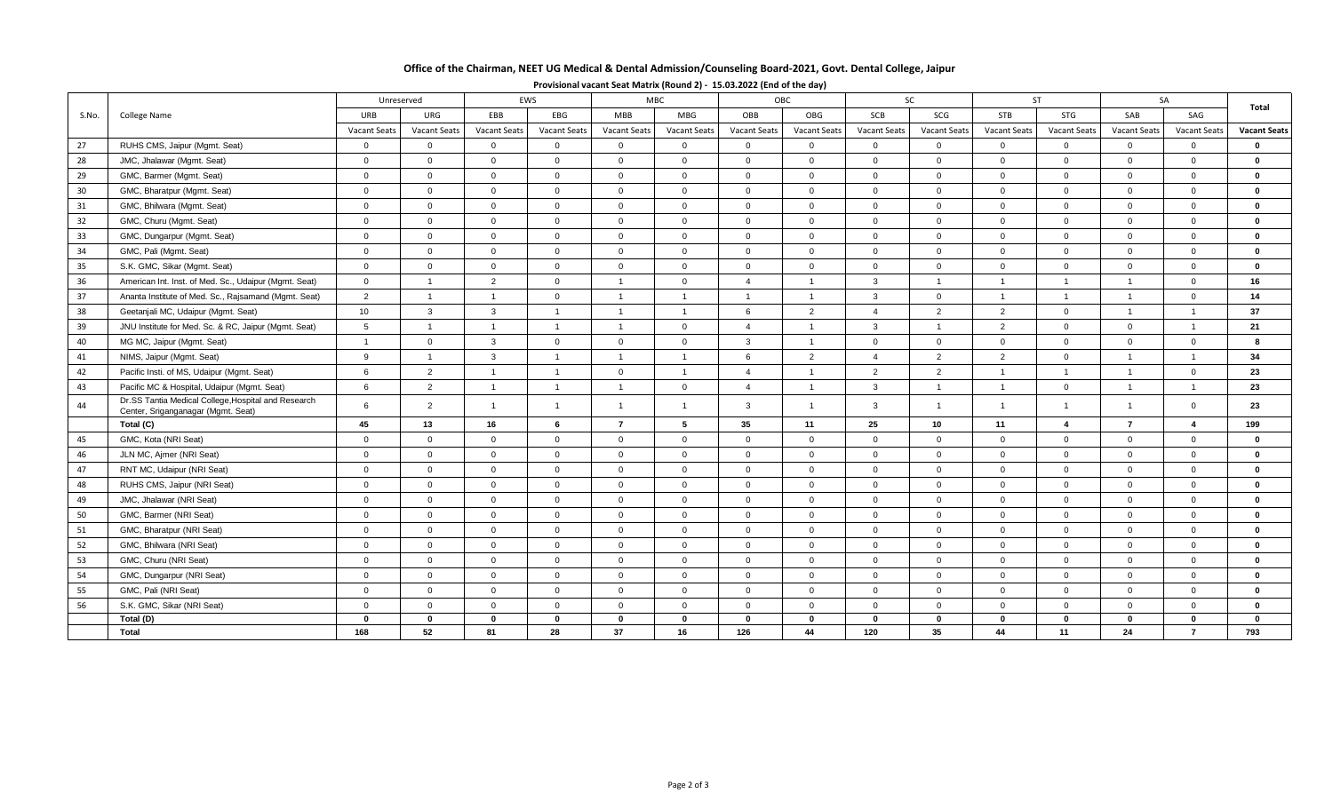## Office of the Chairman, NEET UG Medical & Dental Admission/Counseling Board-2021, Govt. Dental College, Jaipur

### Provisional vacant Seat Matrix (Round 2) - 15.03.2022 (End of the day)

| S.No. | College Name | Unreserved | | EWS | | MBC | | OBC | | SC | | ST | | SA | | Total |
|---|---|---|---|---|---|---|---|---|---|---|---|---|---|---|---|---|
| | | URB | URG | EBB | EBG | MBB | MBG | OBB | OBG | SCB | SCG | STB | STG | SAB | SAG | |
| | | Vacant Seats | Vacant Seats | Vacant Seats | Vacant Seats | Vacant Seats | Vacant Seats | Vacant Seats | Vacant Seats | Vacant Seats | Vacant Seats | Vacant Seats | Vacant Seats | Vacant Seats | Vacant Seats | Vacant Seats |
| 27 | RUHS CMS, Jaipur (Mgmt. Seat) | 0 | 0 | 0 | 0 | 0 | 0 | 0 | 0 | 0 | 0 | 0 | 0 | 0 | 0 | **0** |
| 28 | JMC, Jhalawar (Mgmt. Seat) | 0 | 0 | 0 | 0 | 0 | 0 | 0 | 0 | 0 | 0 | 0 | 0 | 0 | 0 | **0** |
| 29 | GMC, Barmer (Mgmt. Seat) | 0 | 0 | 0 | 0 | 0 | 0 | 0 | 0 | 0 | 0 | 0 | 0 | 0 | 0 | **0** |
| 30 | GMC, Bharatpur (Mgmt. Seat) | 0 | 0 | 0 | 0 | 0 | 0 | 0 | 0 | 0 | 0 | 0 | 0 | 0 | 0 | **0** |
| 31 | GMC, Bhilwara (Mgmt. Seat) | 0 | 0 | 0 | 0 | 0 | 0 | 0 | 0 | 0 | 0 | 0 | 0 | 0 | 0 | **0** |
| 32 | GMC, Churu (Mgmt. Seat) | 0 | 0 | 0 | 0 | 0 | 0 | 0 | 0 | 0 | 0 | 0 | 0 | 0 | 0 | **0** |
| 33 | GMC, Dungarpur (Mgmt. Seat) | 0 | 0 | 0 | 0 | 0 | 0 | 0 | 0 | 0 | 0 | 0 | 0 | 0 | 0 | **0** |
| 34 | GMC, Pali (Mgmt. Seat) | 0 | 0 | 0 | 0 | 0 | 0 | 0 | 0 | 0 | 0 | 0 | 0 | 0 | 0 | **0** |
| 35 | S.K. GMC, Sikar (Mgmt. Seat) | 0 | 0 | 0 | 0 | 0 | 0 | 0 | 0 | 0 | 0 | 0 | 0 | 0 | 0 | **0** |
| 36 | American Int. Inst. of Med. Sc., Udaipur (Mgmt. Seat) | 0 | 1 | 2 | 0 | 1 | 0 | 4 | 1 | 3 | 1 | 1 | 1 | 1 | 0 | **16** |
| 37 | Ananta Institute of Med. Sc., Rajsamand (Mgmt. Seat) | 2 | 1 | 1 | 0 | 1 | 1 | 1 | 1 | 3 | 0 | 1 | 1 | 1 | 0 | **14** |
| 38 | Geetanjali MC, Udaipur (Mgmt. Seat) | 10 | 3 | 3 | 1 | 1 | 1 | 6 | 2 | 4 | 2 | 2 | 0 | 1 | 1 | **37** |
| 39 | JNU Institute for Med. Sc. & RC, Jaipur (Mgmt. Seat) | 5 | 1 | 1 | 1 | 1 | 0 | 4 | 1 | 3 | 1 | 2 | 0 | 0 | 1 | **21** |
| 40 | MG MC, Jaipur (Mgmt. Seat) | 1 | 0 | 3 | 0 | 0 | 0 | 3 | 1 | 0 | 0 | 0 | 0 | 0 | 0 | **8** |
| 41 | NIMS, Jaipur (Mgmt. Seat) | 9 | 1 | 3 | 1 | 1 | 1 | 6 | 2 | 4 | 2 | 2 | 0 | 1 | 1 | **34** |
| 42 | Pacific Insti. of MS, Udaipur (Mgmt. Seat) | 6 | 2 | 1 | 1 | 0 | 1 | 4 | 1 | 2 | 2 | 1 | 1 | 1 | 0 | **23** |
| 43 | Pacific MC & Hospital, Udaipur (Mgmt. Seat) | 6 | 2 | 1 | 1 | 1 | 0 | 4 | 1 | 3 | 1 | 1 | 0 | 1 | 1 | **23** |
| 44 | Dr.SS Tantia Medical College,Hospital and Research Center, Sriganganagar (Mgmt. Seat) | 6 | 2 | 1 | 1 | 1 | 1 | 3 | 1 | 3 | 1 | 1 | 1 | 1 | 0 | **23** |
| | **Total (C)** | **45** | **13** | **16** | **6** | **7** | **5** | **35** | **11** | **25** | **10** | **11** | **4** | **7** | **4** | **199** |
| 45 | GMC, Kota (NRI Seat) | 0 | 0 | 0 | 0 | 0 | 0 | 0 | 0 | 0 | 0 | 0 | 0 | 0 | 0 | **0** |
| 46 | JLN MC, Ajmer (NRI Seat) | 0 | 0 | 0 | 0 | 0 | 0 | 0 | 0 | 0 | 0 | 0 | 0 | 0 | 0 | **0** |
| 47 | RNT MC, Udaipur (NRI Seat) | 0 | 0 | 0 | 0 | 0 | 0 | 0 | 0 | 0 | 0 | 0 | 0 | 0 | 0 | **0** |
| 48 | RUHS CMS, Jaipur (NRI Seat) | 0 | 0 | 0 | 0 | 0 | 0 | 0 | 0 | 0 | 0 | 0 | 0 | 0 | 0 | **0** |
| 49 | JMC, Jhalawar (NRI Seat) | 0 | 0 | 0 | 0 | 0 | 0 | 0 | 0 | 0 | 0 | 0 | 0 | 0 | 0 | **0** |
| 50 | GMC, Barmer (NRI Seat) | 0 | 0 | 0 | 0 | 0 | 0 | 0 | 0 | 0 | 0 | 0 | 0 | 0 | 0 | **0** |
| 51 | GMC, Bharatpur (NRI Seat) | 0 | 0 | 0 | 0 | 0 | 0 | 0 | 0 | 0 | 0 | 0 | 0 | 0 | 0 | **0** |
| 52 | GMC, Bhilwara (NRI Seat) | 0 | 0 | 0 | 0 | 0 | 0 | 0 | 0 | 0 | 0 | 0 | 0 | 0 | 0 | **0** |
| 53 | GMC, Churu (NRI Seat) | 0 | 0 | 0 | 0 | 0 | 0 | 0 | 0 | 0 | 0 | 0 | 0 | 0 | 0 | **0** |
| 54 | GMC, Dungarpur (NRI Seat) | 0 | 0 | 0 | 0 | 0 | 0 | 0 | 0 | 0 | 0 | 0 | 0 | 0 | 0 | **0** |
| 55 | GMC, Pali (NRI Seat) | 0 | 0 | 0 | 0 | 0 | 0 | 0 | 0 | 0 | 0 | 0 | 0 | 0 | 0 | **0** |
| 56 | S.K. GMC, Sikar (NRI Seat) | 0 | 0 | 0 | 0 | 0 | 0 | 0 | 0 | 0 | 0 | 0 | 0 | 0 | 0 | **0** |
| | **Total (D)** | **0** | **0** | **0** | **0** | **0** | **0** | **0** | **0** | **0** | **0** | **0** | **0** | **0** | **0** | **0** |
| | **Total** | **168** | **52** | **81** | **28** | **37** | **16** | **126** | **44** | **120** | **35** | **44** | **11** | **24** | **7** | **793** |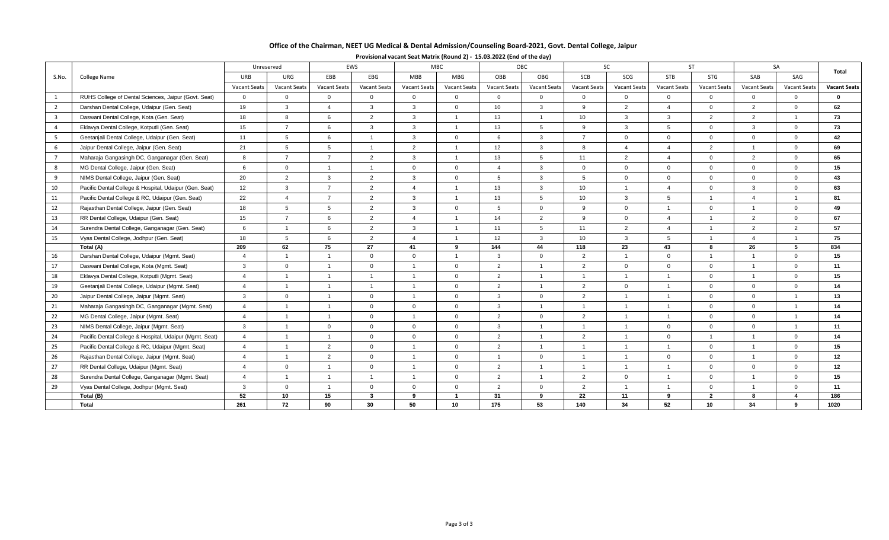**Office of the Chairman, NEET UG Medical & Dental Admission/Counseling Board-2021, Govt. Dental College, Jaipur**

**Provisional vacant Seat Matrix (Round 2) - 15.03.2022 (End of the day)**

| S.No. | College Name | Unreserved | | EWS | | MBC | | OBC | | SC | | ST | | SA | | Total |
|---|---|---|---|---|---|---|---|---|---|---|---|---|---|---|---|---|
| | | URB | URG | EBB | EBG | MBB | MBG | OBB | OBG | SCB | SCG | STB | STG | SAB | SAG | |
| | | Vacant Seats | Vacant Seats | Vacant Seats | Vacant Seats | Vacant Seats | Vacant Seats | Vacant Seats | Vacant Seats | Vacant Seats | Vacant Seats | Vacant Seats | Vacant Seats | Vacant Seats | Vacant Seats | **Vacant Seats** |
| 1 | RUHS College of Dental Sciences, Jaipur (Govt. Seat) | 0 | 0 | 0 | 0 | 0 | 0 | 0 | 0 | 0 | 0 | 0 | 0 | 0 | 0 | **0** |
| 2 | Darshan Dental College, Udaipur (Gen. Seat) | 19 | 3 | 4 | 3 | 3 | 0 | 10 | 3 | 9 | 2 | 4 | 0 | 2 | 0 | **62** |
| 3 | Daswani Dental College, Kota (Gen. Seat) | 18 | 8 | 6 | 2 | 3 | 1 | 13 | 1 | 10 | 3 | 3 | 2 | 2 | 1 | **73** |
| 4 | Eklavya Dental College, Kotputli (Gen. Seat) | 15 | 7 | 6 | 3 | 3 | 1 | 13 | 5 | 9 | 3 | 5 | 0 | 3 | 0 | **73** |
| 5 | Geetanjali Dental College, Udaipur (Gen. Seat) | 11 | 5 | 6 | 1 | 3 | 0 | 6 | 3 | 7 | 0 | 0 | 0 | 0 | 0 | **42** |
| 6 | Jaipur Dental College, Jaipur (Gen. Seat) | 21 | 5 | 5 | 1 | 2 | 1 | 12 | 3 | 8 | 4 | 4 | 2 | 1 | 0 | **69** |
| 7 | Maharaja Gangasingh DC, Ganganagar (Gen. Seat) | 8 | 7 | 7 | 2 | 3 | 1 | 13 | 5 | 11 | 2 | 4 | 0 | 2 | 0 | **65** |
| 8 | MG Dental College, Jaipur (Gen. Seat) | 6 | 0 | 1 | 1 | 0 | 0 | 4 | 3 | 0 | 0 | 0 | 0 | 0 | 0 | **15** |
| 9 | NIMS Dental College, Jaipur (Gen. Seat) | 20 | 2 | 3 | 2 | 3 | 0 | 5 | 3 | 5 | 0 | 0 | 0 | 0 | 0 | **43** |
| 10 | Pacific Dental College & Hospital, Udaipur (Gen. Seat) | 12 | 3 | 7 | 2 | 4 | 1 | 13 | 3 | 10 | 1 | 4 | 0 | 3 | 0 | **63** |
| 11 | Pacific Dental College & RC, Udaipur (Gen. Seat) | 22 | 4 | 7 | 2 | 3 | 1 | 13 | 5 | 10 | 3 | 5 | 1 | 4 | 1 | **81** |
| 12 | Rajasthan Dental College, Jaipur (Gen. Seat) | 18 | 5 | 5 | 2 | 3 | 0 | 5 | 0 | 9 | 0 | 1 | 0 | 1 | 0 | **49** |
| 13 | RR Dental College, Udaipur (Gen. Seat) | 15 | 7 | 6 | 2 | 4 | 1 | 14 | 2 | 9 | 0 | 4 | 1 | 2 | 0 | **67** |
| 14 | Surendra Dental College, Ganganagar (Gen. Seat) | 6 | 1 | 6 | 2 | 3 | 1 | 11 | 5 | 11 | 2 | 4 | 1 | 2 | 2 | **57** |
| 15 | Vyas Dental College, Jodhpur (Gen. Seat) | 18 | 5 | 6 | 2 | 4 | 1 | 12 | 3 | 10 | 3 | 5 | 1 | 4 | 1 | **75** |
| | **Total (A)** | **209** | **62** | **75** | **27** | **41** | **9** | **144** | **44** | **118** | **23** | **43** | **8** | **26** | **5** | **834** |
| 16 | Darshan Dental College, Udaipur (Mgmt. Seat) | 4 | 1 | 1 | 0 | 0 | 1 | 3 | 0 | 2 | 1 | 0 | 1 | 1 | 0 | **15** |
| 17 | Daswani Dental College, Kota (Mgmt. Seat) | 3 | 0 | 1 | 0 | 1 | 0 | 2 | 1 | 2 | 0 | 0 | 0 | 1 | 0 | **11** |
| 18 | Eklavya Dental College, Kotputli (Mgmt. Seat) | 4 | 1 | 1 | 1 | 1 | 0 | 2 | 1 | 1 | 1 | 1 | 0 | 1 | 0 | **15** |
| 19 | Geetanjali Dental College, Udaipur (Mgmt. Seat) | 4 | 1 | 1 | 1 | 1 | 0 | 2 | 1 | 2 | 0 | 1 | 0 | 0 | 0 | **14** |
| 20 | Jaipur Dental College, Jaipur (Mgmt. Seat) | 3 | 0 | 1 | 0 | 1 | 0 | 3 | 0 | 2 | 1 | 1 | 0 | 0 | 1 | **13** |
| 21 | Maharaja Gangasingh DC, Ganganagar (Mgmt. Seat) | 4 | 1 | 1 | 0 | 0 | 0 | 3 | 1 | 1 | 1 | 1 | 0 | 0 | 1 | **14** |
| 22 | MG Dental College, Jaipur (Mgmt. Seat) | 4 | 1 | 1 | 0 | 1 | 0 | 2 | 0 | 2 | 1 | 1 | 0 | 0 | 1 | **14** |
| 23 | NIMS Dental College, Jaipur (Mgmt. Seat) | 3 | 1 | 0 | 0 | 0 | 0 | 3 | 1 | 1 | 1 | 0 | 0 | 0 | 1 | **11** |
| 24 | Pacific Dental College & Hospital, Udaipur (Mgmt. Seat) | 4 | 1 | 1 | 0 | 0 | 0 | 2 | 1 | 2 | 1 | 0 | 1 | 1 | 0 | **14** |
| 25 | Pacific Dental College & RC, Udaipur (Mgmt. Seat) | 4 | 1 | 2 | 0 | 1 | 0 | 2 | 1 | 1 | 1 | 1 | 0 | 1 | 0 | **15** |
| 26 | Rajasthan Dental College, Jaipur (Mgmt. Seat) | 4 | 1 | 2 | 0 | 1 | 0 | 1 | 0 | 1 | 1 | 0 | 0 | 1 | 0 | **12** |
| 27 | RR Dental College, Udaipur (Mgmt. Seat) | 4 | 0 | 1 | 0 | 1 | 0 | 2 | 1 | 1 | 1 | 1 | 0 | 0 | 0 | **12** |
| 28 | Surendra Dental College, Ganganagar (Mgmt. Seat) | 4 | 1 | 1 | 1 | 1 | 0 | 2 | 1 | 2 | 0 | 1 | 0 | 1 | 0 | **15** |
| 29 | Vyas Dental College, Jodhpur (Mgmt. Seat) | 3 | 0 | 1 | 0 | 0 | 0 | 2 | 0 | 2 | 1 | 1 | 0 | 1 | 0 | **11** |
| | **Total (B)** | **52** | **10** | **15** | **3** | **9** | **1** | **31** | **9** | **22** | **11** | **9** | **2** | **8** | **4** | **186** |
| | **Total** | **261** | **72** | **90** | **30** | **50** | **10** | **175** | **53** | **140** | **34** | **52** | **10** | **34** | **9** | **1020** |